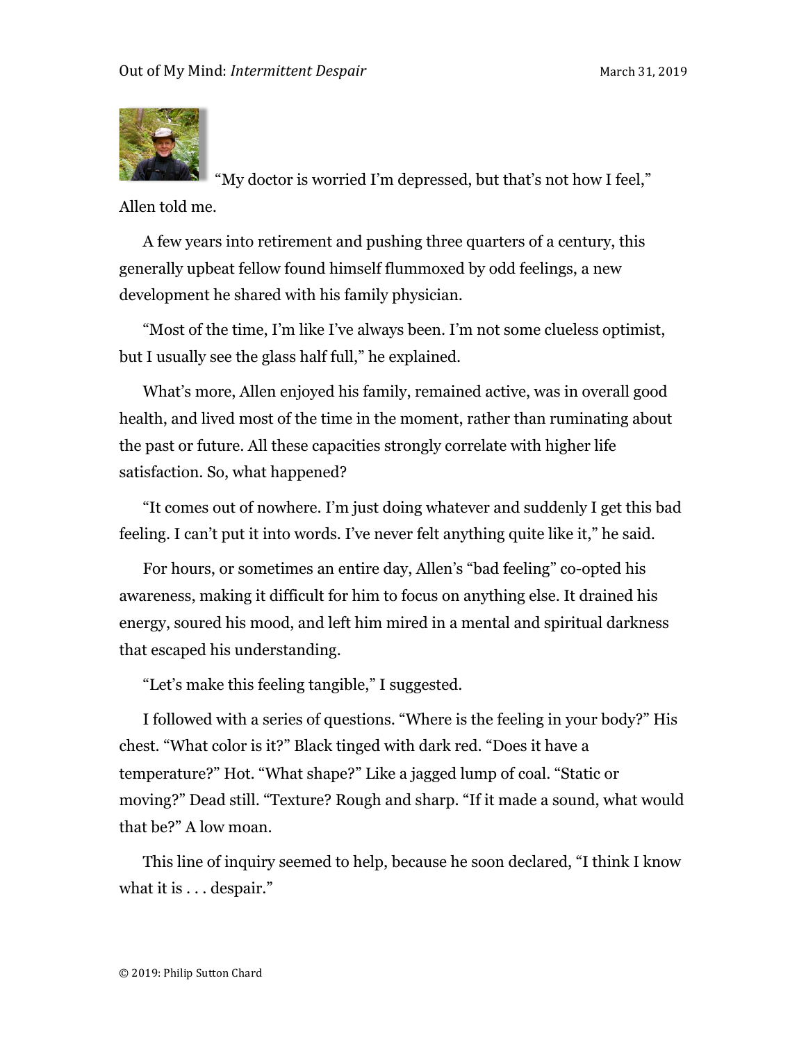“My doctor is worried I’m depressed, but that’s not how I feel,” Allen told me.

A few years into retirement and pushing three quarters of a century, this generally upbeat fellow found himself flummoxed by odd feelings, a new development he shared with his family physician.

“Most of the time, I’m like I’ve always been. I’m not some clueless optimist, but I usually see the glass half full,” he explained.

What’s more, Allen enjoyed his family, remained active, was in overall good health, and lived most of the time in the moment, rather than ruminating about the past or future. All these capacities strongly correlate with higher life satisfaction. So, what happened?

“It comes out of nowhere. I’m just doing whatever and suddenly I get this bad feeling. I can’t put it into words. I’ve never felt anything quite like it,” he said.

For hours, or sometimes an entire day, Allen’s “bad feeling” co-opted his awareness, making it difficult for him to focus on anything else. It drained his energy, soured his mood, and left him mired in a mental and spiritual darkness that escaped his understanding.

“Let’s make this feeling tangible,” I suggested.

I followed with a series of questions. “Where is the feeling in your body?” His chest. “What color is it?” Black tinged with dark red. “Does it have a temperature?” Hot. “What shape?” Like a jagged lump of coal. “Static or moving?” Dead still. “Texture? Rough and sharp. “If it made a sound, what would that be?” A low moan.

This line of inquiry seemed to help, because he soon declared, “I think I know what it is . . . despair.”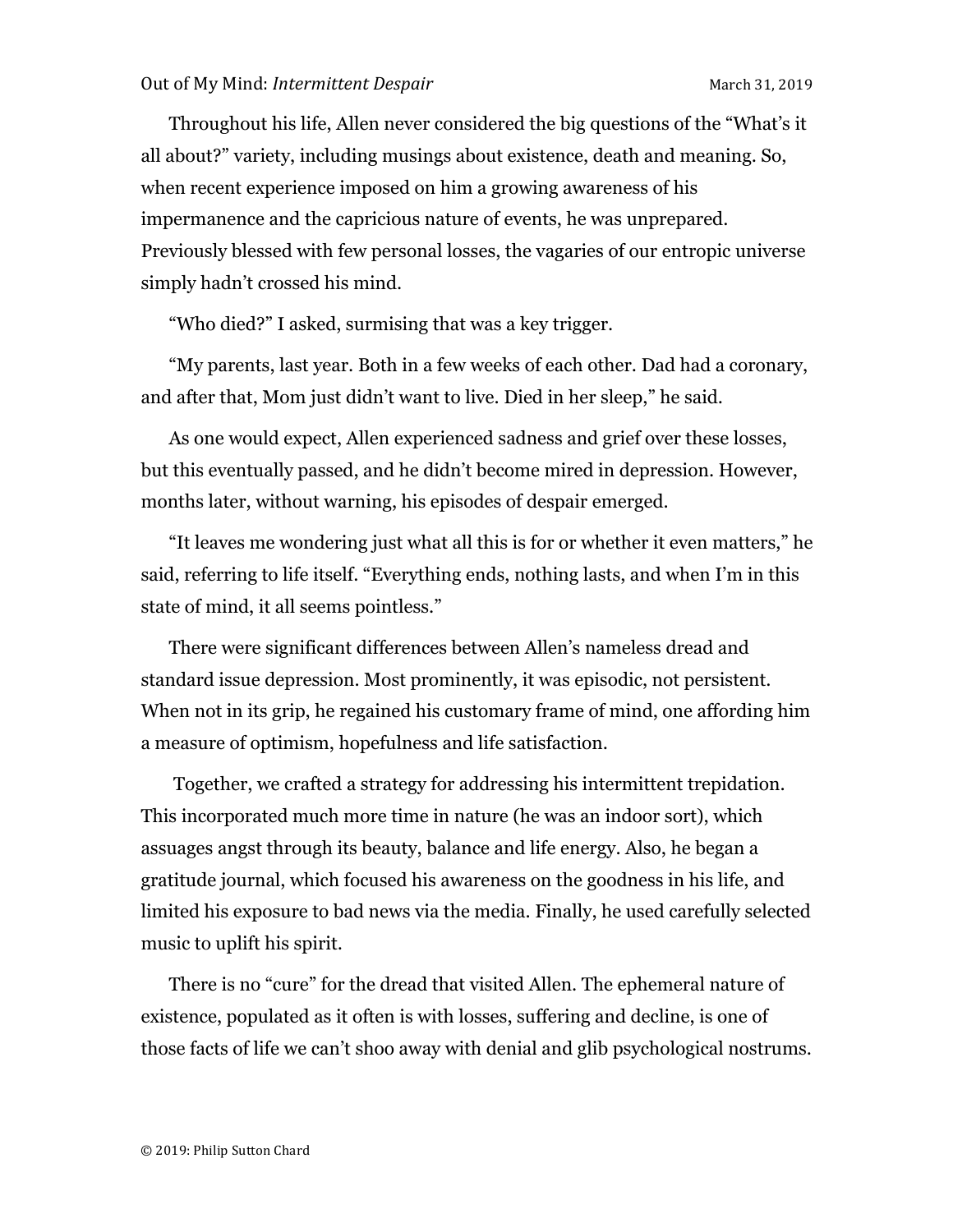Throughout his life, Allen never considered the big questions of the "What's it all about?" variety, including musings about existence, death and meaning. So, when recent experience imposed on him a growing awareness of his impermanence and the capricious nature of events, he was unprepared. Previously blessed with few personal losses, the vagaries of our entropic universe simply hadn't crossed his mind.

"Who died?" I asked, surmising that was a key trigger.

"My parents, last year. Both in a few weeks of each other. Dad had a coronary, and after that, Mom just didn't want to live. Died in her sleep," he said.

As one would expect, Allen experienced sadness and grief over these losses, but this eventually passed, and he didn't become mired in depression. However, months later, without warning, his episodes of despair emerged.

"It leaves me wondering just what all this is for or whether it even matters," he said, referring to life itself. "Everything ends, nothing lasts, and when I'm in this state of mind, it all seems pointless."

There were significant differences between Allen's nameless dread and standard issue depression. Most prominently, it was episodic, not persistent. When not in its grip, he regained his customary frame of mind, one affording him a measure of optimism, hopefulness and life satisfaction.

Together, we crafted a strategy for addressing his intermittent trepidation. This incorporated much more time in nature (he was an indoor sort), which assuages angst through its beauty, balance and life energy. Also, he began a gratitude journal, which focused his awareness on the goodness in his life, and limited his exposure to bad news via the media. Finally, he used carefully selected music to uplift his spirit.

There is no "cure" for the dread that visited Allen. The ephemeral nature of existence, populated as it often is with losses, suffering and decline, is one of those facts of life we can't shoo away with denial and glib psychological nostrums.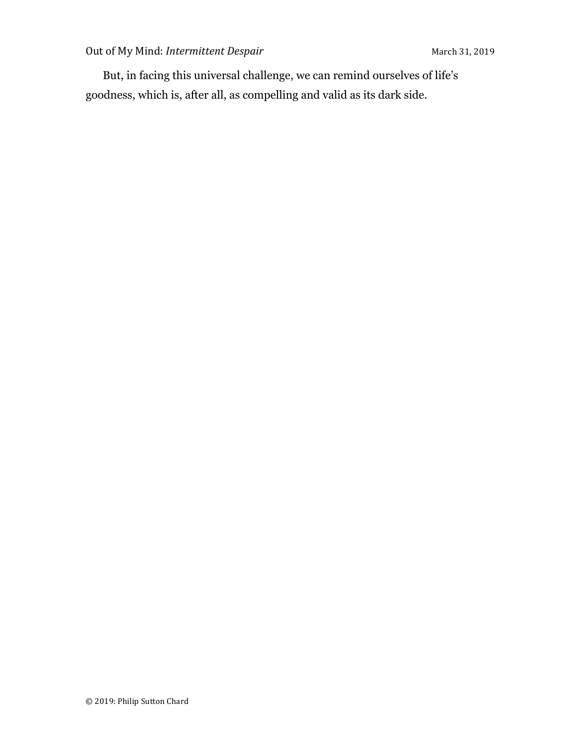But, in facing this universal challenge, we can remind ourselves of life's goodness, which is, after all, as compelling and valid as its dark side.